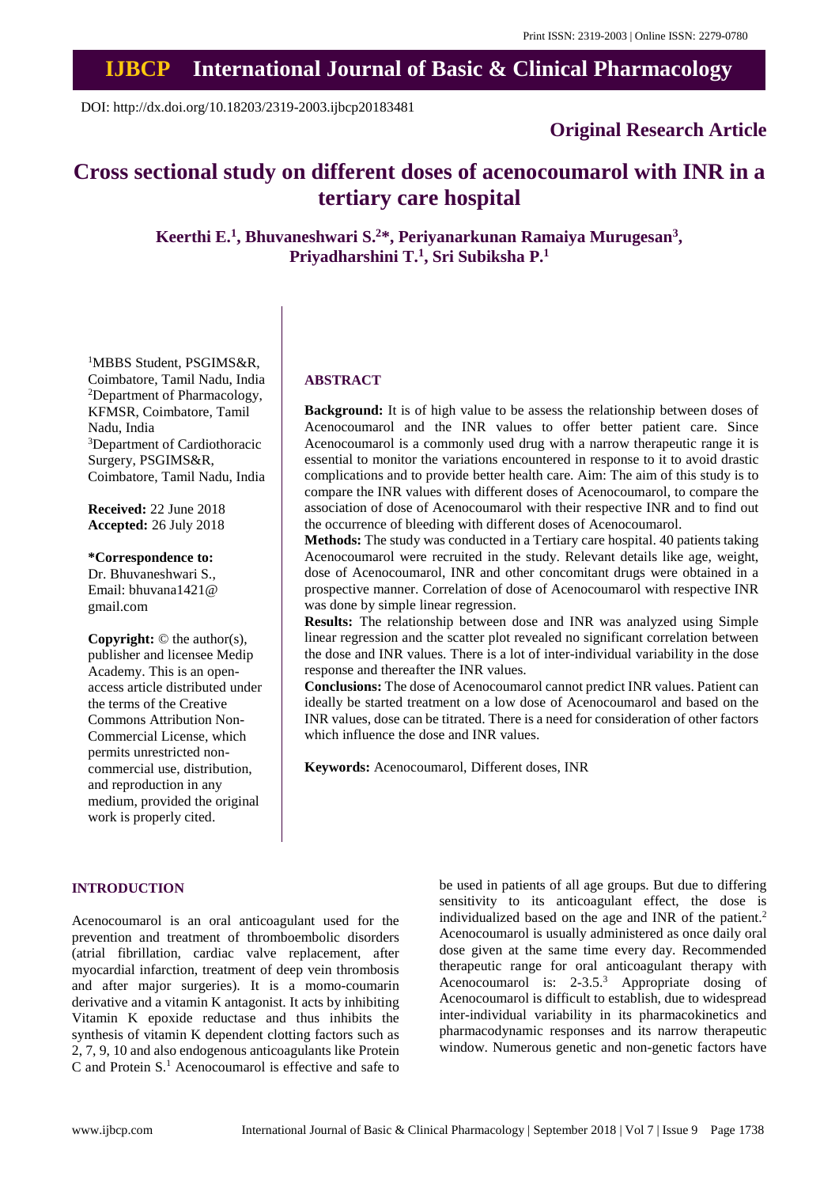DOI: http://dx.doi.org/10.18203/2319-2003.ijbcp20183481

**Original Research Article**

# Cross sectional study on different doses of acenocoumarol with INR in a tertiary care hospital

**Keerthi E.[1], Bhuvaneshwari S.[2]*, Periyanarkunan Ramaiya Murugesan[3], Priyadharshini T.[1], Sri Subiksha P.[1]**

[1]MBBS Student, PSGIMS&R, Coimbatore, Tamil Nadu, India
[2]Department of Pharmacology, KFMSR, Coimbatore, Tamil Nadu, India
[3]Department of Cardiothoracic Surgery, PSGIMS&R, Coimbatore, Tamil Nadu, India

**Received:** 22 June 2018
**Accepted:** 26 July 2018

**\*Correspondence to:**
Dr. Bhuvaneshwari S.,
Email: bhuvana1421@gmail.com

**Copyright:** © the author(s), publisher and licensee Medip Academy. This is an open-access article distributed under the terms of the Creative Commons Attribution Non-Commercial License, which permits unrestricted non-commercial use, distribution, and reproduction in any medium, provided the original work is properly cited.

## ABSTRACT

**Background:** It is of high value to be assess the relationship between doses of Acenocoumarol and the INR values to offer better patient care. Since Acenocoumarol is a commonly used drug with a narrow therapeutic range it is essential to monitor the variations encountered in response to it to avoid drastic complications and to provide better health care. Aim: The aim of this study is to compare the INR values with different doses of Acenocoumarol, to compare the association of dose of Acenocoumarol with their respective INR and to find out the occurrence of bleeding with different doses of Acenocoumarol.

**Methods:** The study was conducted in a Tertiary care hospital. 40 patients taking Acenocoumarol were recruited in the study. Relevant details like age, weight, dose of Acenocoumarol, INR and other concomitant drugs were obtained in a prospective manner. Correlation of dose of Acenocoumarol with respective INR was done by simple linear regression.

**Results:** The relationship between dose and INR was analyzed using Simple linear regression and the scatter plot revealed no significant correlation between the dose and INR values. There is a lot of inter-individual variability in the dose response and thereafter the INR values.

**Conclusions:** The dose of Acenocoumarol cannot predict INR values. Patient can ideally be started treatment on a low dose of Acenocoumarol and based on the INR values, dose can be titrated. There is a need for consideration of other factors which influence the dose and INR values.

**Keywords:** Acenocoumarol, Different doses, INR

## INTRODUCTION

Acenocoumarol is an oral anticoagulant used for the prevention and treatment of thromboembolic disorders (atrial fibrillation, cardiac valve replacement, after myocardial infarction, treatment of deep vein thrombosis and after major surgeries). It is a momo-coumarin derivative and a vitamin K antagonist. It acts by inhibiting Vitamin K epoxide reductase and thus inhibits the synthesis of vitamin K dependent clotting factors such as 2, 7, 9, 10 and also endogenous anticoagulants like Protein C and Protein S.[1] Acenocoumarol is effective and safe to be used in patients of all age groups. But due to differing sensitivity to its anticoagulant effect, the dose is individualized based on the age and INR of the patient.[2] Acenocoumarol is usually administered as once daily oral dose given at the same time every day. Recommended therapeutic range for oral anticoagulant therapy with Acenocoumarol is: 2-3.5.[3] Appropriate dosing of Acenocoumarol is difficult to establish, due to widespread inter-individual variability in its pharmacokinetics and pharmacodynamic responses and its narrow therapeutic window. Numerous genetic and non-genetic factors have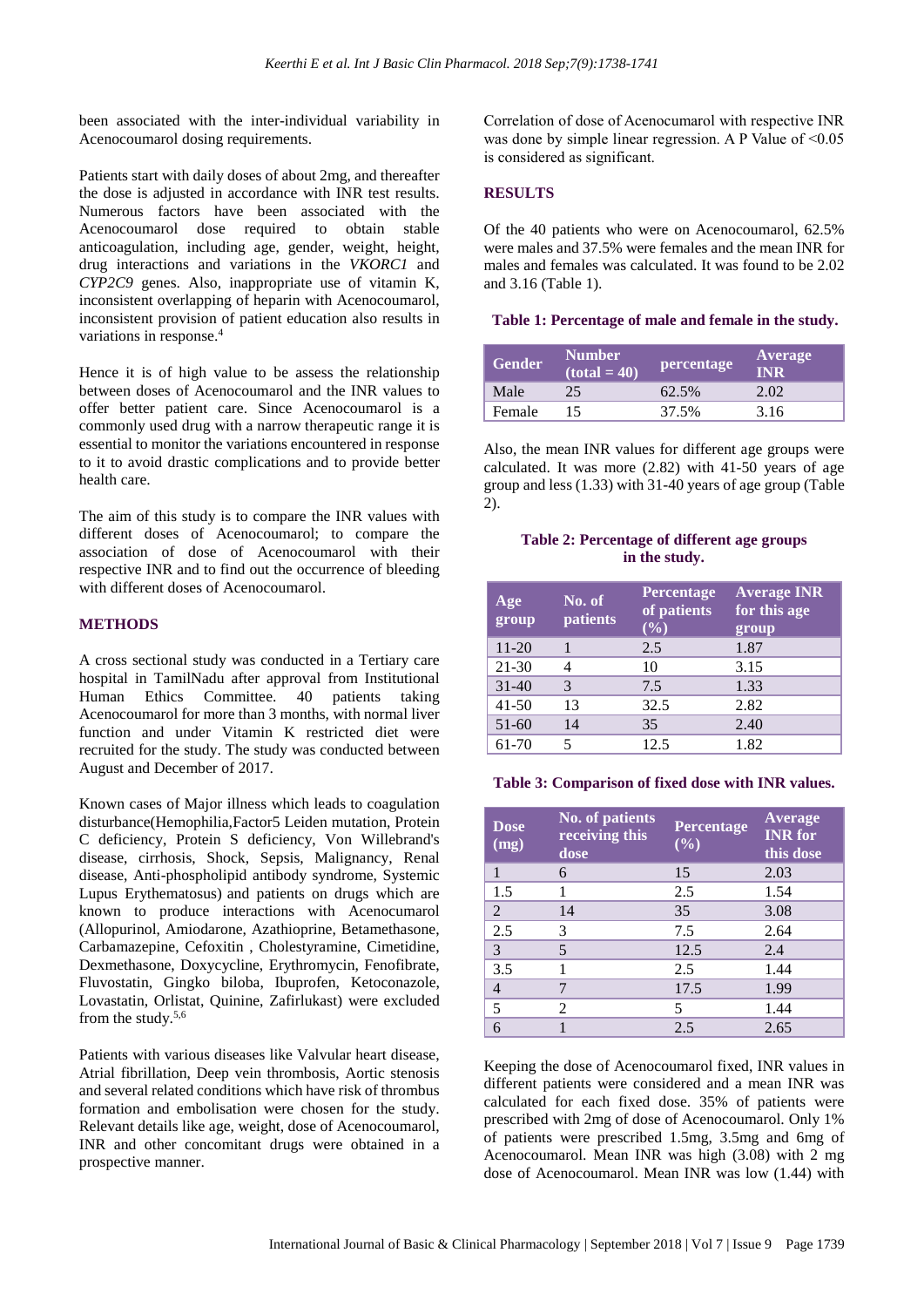been associated with the inter-individual variability in Acenocoumarol dosing requirements.

Patients start with daily doses of about 2mg, and thereafter the dose is adjusted in accordance with INR test results. Numerous factors have been associated with the Acenocoumarol dose required to obtain stable anticoagulation, including age, gender, weight, height, drug interactions and variations in the *VKORC1* and *CYP2C9* genes. Also, inappropriate use of vitamin K, inconsistent overlapping of heparin with Acenocoumarol, inconsistent provision of patient education also results in variations in response.[4]

Hence it is of high value to be assess the relationship between doses of Acenocoumarol and the INR values to offer better patient care. Since Acenocoumarol is a commonly used drug with a narrow therapeutic range it is essential to monitor the variations encountered in response to it to avoid drastic complications and to provide better health care.

The aim of this study is to compare the INR values with different doses of Acenocoumarol; to compare the association of dose of Acenocoumarol with their respective INR and to find out the occurrence of bleeding with different doses of Acenocoumarol.

## METHODS

A cross sectional study was conducted in a Tertiary care hospital in TamilNadu after approval from Institutional Human Ethics Committee. 40 patients taking Acenocoumarol for more than 3 months, with normal liver function and under Vitamin K restricted diet were recruited for the study. The study was conducted between August and December of 2017.

Known cases of Major illness which leads to coagulation disturbance(Hemophilia,Factor5 Leiden mutation, Protein C deficiency, Protein S deficiency, Von Willebrand's disease, cirrhosis, Shock, Sepsis, Malignancy, Renal disease, Anti-phospholipid antibody syndrome, Systemic Lupus Erythematosus) and patients on drugs which are known to produce interactions with Acenocoumarol (Allopurinol, Amiodarone, Azathioprine, Betamethasone, Carbamazepine, Cefoxitin , Cholestyramine, Cimetidine, Dexmethasone, Doxycycline, Erythromycin, Fenofibrate, Fluvostatin, Gingko biloba, Ibuprofen, Ketoconazole, Lovastatin, Orlistat, Quinine, Zafirlukast) were excluded from the study.[5,6]

Patients with various diseases like Valvular heart disease, Atrial fibrillation, Deep vein thrombosis, Aortic stenosis and several related conditions which have risk of thrombus formation and embolisation were chosen for the study. Relevant details like age, weight, dose of Acenocoumarol, INR and other concomitant drugs were obtained in a prospective manner.

Correlation of dose of Acenocumarol with respective INR was done by simple linear regression. A P Value of <0.05 is considered as significant.

## RESULTS

Of the 40 patients who were on Acenocoumarol, 62.5% were males and 37.5% were females and the mean INR for males and females was calculated. It was found to be 2.02 and 3.16 (Table 1).

**Table 1: Percentage of male and female in the study.**

| Gender | Number (total = 40) | percentage | Average INR |
|---|---|---|---|
| Male | 25 | 62.5% | 2.02 |
| Female | 15 | 37.5% | 3.16 |

Also, the mean INR values for different age groups were calculated. It was more (2.82) with 41-50 years of age group and less (1.33) with 31-40 years of age group (Table 2).

**Table 2: Percentage of different age groups in the study.**

| Age group | No. of patients | Percentage of patients (%) | Average INR for this age group |
|---|---|---|---|
| 11-20 | 1 | 2.5 | 1.87 |
| 21-30 | 4 | 10 | 3.15 |
| 31-40 | 3 | 7.5 | 1.33 |
| 41-50 | 13 | 32.5 | 2.82 |
| 51-60 | 14 | 35 | 2.40 |
| 61-70 | 5 | 12.5 | 1.82 |

**Table 3: Comparison of fixed dose with INR values.**

| Dose (mg) | No. of patients receiving this dose | Percentage (%) | Average INR for this dose |
|---|---|---|---|
| 1 | 6 | 15 | 2.03 |
| 1.5 | 1 | 2.5 | 1.54 |
| 2 | 14 | 35 | 3.08 |
| 2.5 | 3 | 7.5 | 2.64 |
| 3 | 5 | 12.5 | 2.4 |
| 3.5 | 1 | 2.5 | 1.44 |
| 4 | 7 | 17.5 | 1.99 |
| 5 | 2 | 5 | 1.44 |
| 6 | 1 | 2.5 | 2.65 |

Keeping the dose of Acenocoumarol fixed, INR values in different patients were considered and a mean INR was calculated for each fixed dose. 35% of patients were prescribed with 2mg of dose of Acenocoumarol. Only 1% of patients were prescribed 1.5mg, 3.5mg and 6mg of Acenocoumarol. Mean INR was high (3.08) with 2 mg dose of Acenocoumarol. Mean INR was low (1.44) with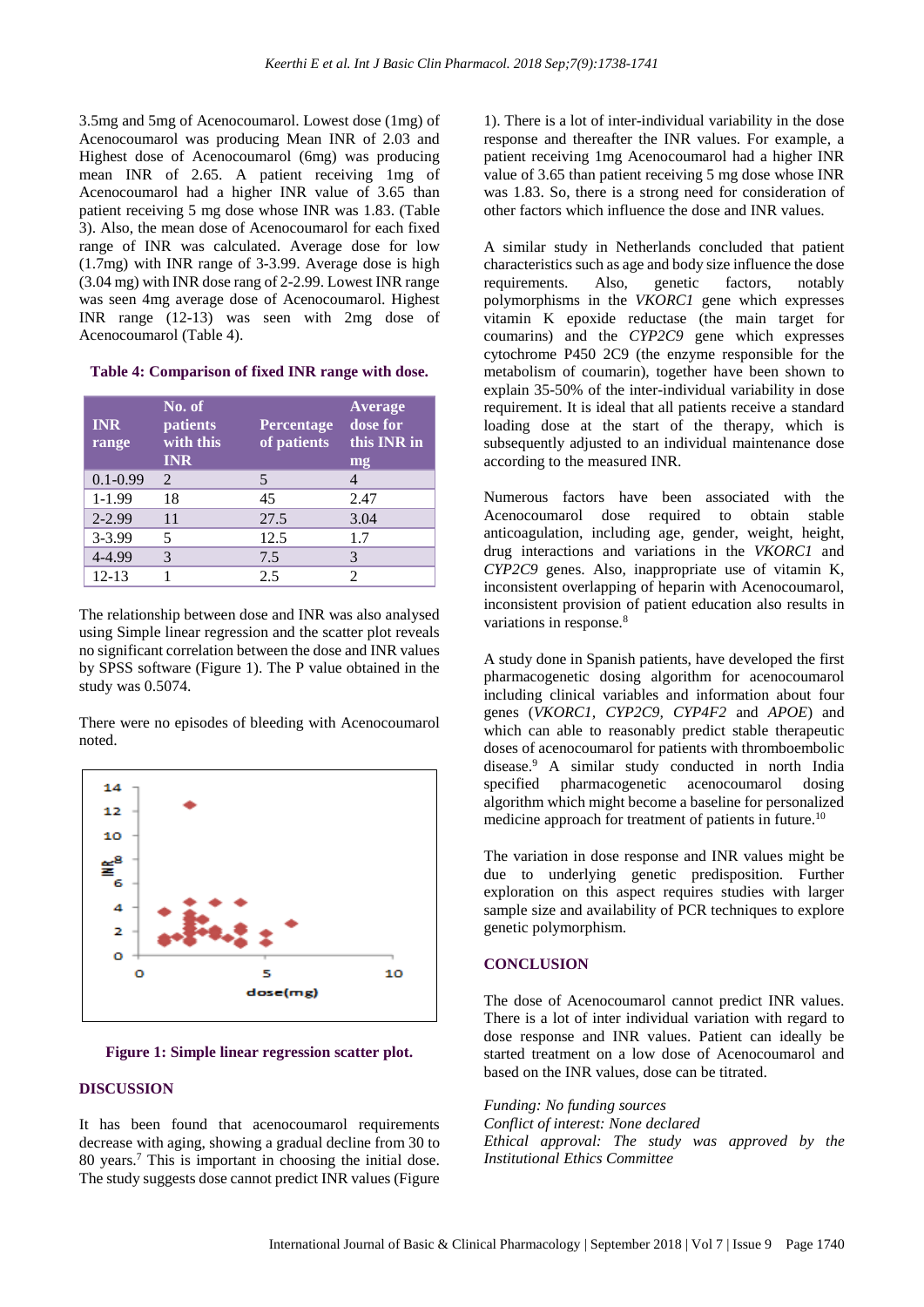3.5mg and 5mg of Acenocoumarol. Lowest dose (1mg) of Acenocoumarol was producing Mean INR of 2.03 and Highest dose of Acenocoumarol (6mg) was producing mean INR of 2.65. A patient receiving 1mg of Acenocoumarol had a higher INR value of 3.65 than patient receiving 5 mg dose whose INR was 1.83. (Table 3). Also, the mean dose of Acenocoumarol for each fixed range of INR was calculated. Average dose for low (1.7mg) with INR range of 3-3.99. Average dose is high (3.04 mg) with INR dose rang of 2-2.99. Lowest INR range was seen 4mg average dose of Acenocoumarol. Highest INR range (12-13) was seen with 2mg dose of Acenocoumarol (Table 4).

**Table 4: Comparison of fixed INR range with dose.**

| INR range | No. of patients with this INR | Percentage of patients | Average dose for this INR in mg |
|---|---|---|---|
| 0.1-0.99 | 2 | 5 | 4 |
| 1-1.99 | 18 | 45 | 2.47 |
| 2-2.99 | 11 | 27.5 | 3.04 |
| 3-3.99 | 5 | 12.5 | 1.7 |
| 4-4.99 | 3 | 7.5 | 3 |
| 12-13 | 1 | 2.5 | 2 |

The relationship between dose and INR was also analysed using Simple linear regression and the scatter plot reveals no significant correlation between the dose and INR values by SPSS software (Figure 1). The P value obtained in the study was 0.5074.

There were no episodes of bleeding with Acenocoumarol noted.

**Figure 1: Simple linear regression scatter plot.**

## DISCUSSION

It has been found that acenocoumarol requirements decrease with aging, showing a gradual decline from 30 to 80 years.[7] This is important in choosing the initial dose. The study suggests dose cannot predict INR values (Figure 1). There is a lot of inter-individual variability in the dose response and thereafter the INR values. For example, a patient receiving 1mg Acenocoumarol had a higher INR value of 3.65 than patient receiving 5 mg dose whose INR was 1.83. So, there is a strong need for consideration of other factors which influence the dose and INR values.

A similar study in Netherlands concluded that patient characteristics such as age and body size influence the dose requirements. Also, genetic factors, notably polymorphisms in the *VKORC1* gene which expresses vitamin K epoxide reductase (the main target for coumarins) and the *CYP2C9* gene which expresses cytochrome P450 2C9 (the enzyme responsible for the metabolism of coumarin), together have been shown to explain 35-50% of the inter-individual variability in dose requirement. It is ideal that all patients receive a standard loading dose at the start of the therapy, which is subsequently adjusted to an individual maintenance dose according to the measured INR.

Numerous factors have been associated with the Acenocoumarol dose required to obtain stable anticoagulation, including age, gender, weight, height, drug interactions and variations in the *VKORC1* and *CYP2C9* genes. Also, inappropriate use of vitamin K, inconsistent overlapping of heparin with Acenocoumarol, inconsistent provision of patient education also results in variations in response.[8]

A study done in Spanish patients, have developed the first pharmacogenetic dosing algorithm for acenocoumarol including clinical variables and information about four genes (*VKORC1*, *CYP2C9*, *CYP4F2* and *APOE*) and which can able to reasonably predict stable therapeutic doses of acenocoumarol for patients with thromboembolic disease.[9] A similar study conducted in north India specified pharmacogenetic acenocoumarol dosing algorithm which might become a baseline for personalized medicine approach for treatment of patients in future.[10]

The variation in dose response and INR values might be due to underlying genetic predisposition. Further exploration on this aspect requires studies with larger sample size and availability of PCR techniques to explore genetic polymorphism.

## CONCLUSION

The dose of Acenocoumarol cannot predict INR values. There is a lot of inter individual variation with regard to dose response and INR values. Patient can ideally be started treatment on a low dose of Acenocoumarol and based on the INR values, dose can be titrated.

*Funding: No funding sources*
*Conflict of interest: None declared*
*Ethical approval: The study was approved by the Institutional Ethics Committee*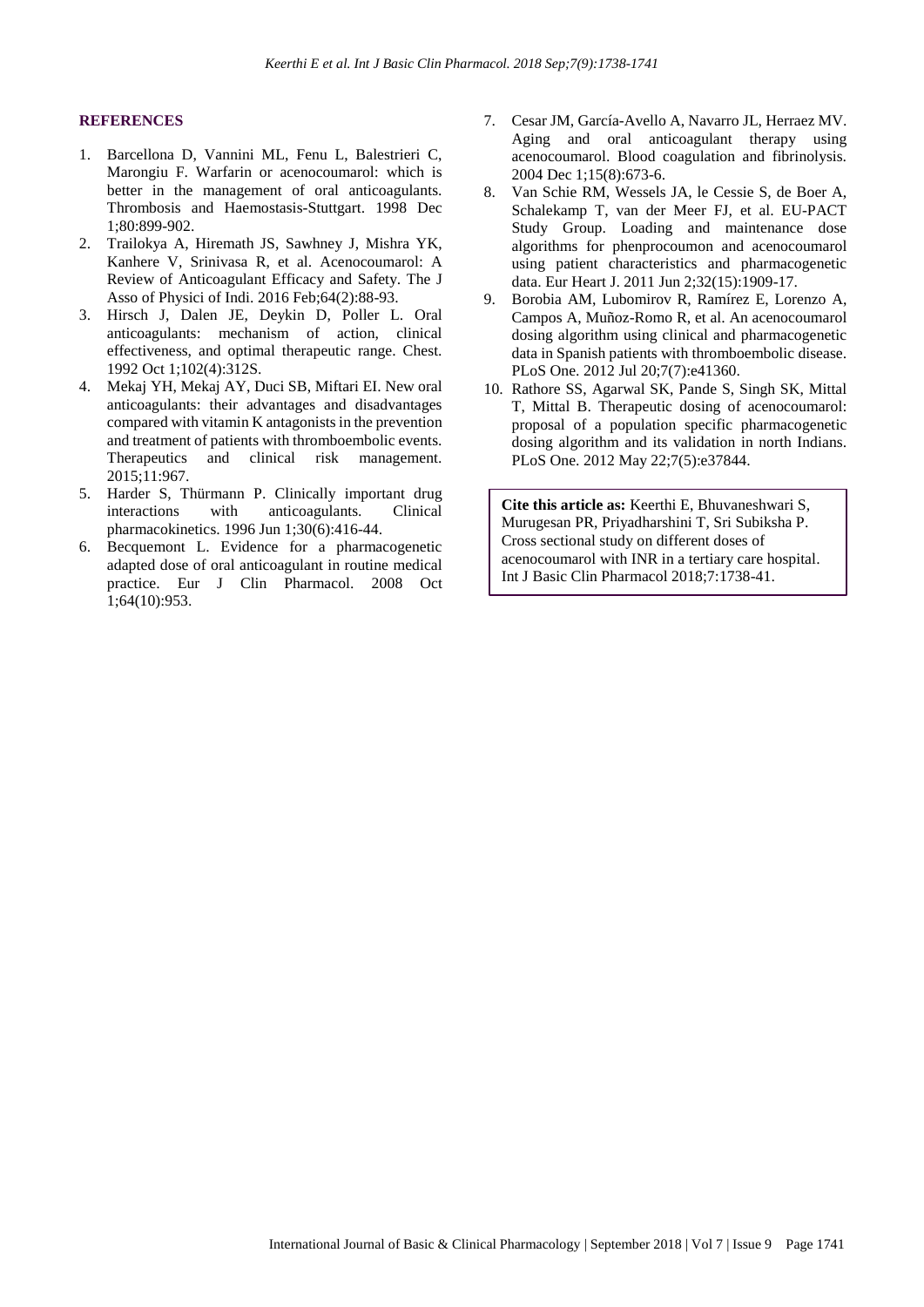## REFERENCES

1. Barcellona D, Vannini ML, Fenu L, Balestrieri C, Marongiu F. Warfarin or acenocoumarol: which is better in the management of oral anticoagulants. Thrombosis and Haemostasis-Stuttgart. 1998 Dec 1;80:899-902.
2. Trailokya A, Hiremath JS, Sawhney J, Mishra YK, Kanhere V, Srinivasa R, et al. Acenocoumarol: A Review of Anticoagulant Efficacy and Safety. The J Asso of Physici of Indi. 2016 Feb;64(2):88-93.
3. Hirsch J, Dalen JE, Deykin D, Poller L. Oral anticoagulants: mechanism of action, clinical effectiveness, and optimal therapeutic range. Chest. 1992 Oct 1;102(4):312S.
4. Mekaj YH, Mekaj AY, Duci SB, Miftari EI. New oral anticoagulants: their advantages and disadvantages compared with vitamin K antagonists in the prevention and treatment of patients with thromboembolic events. Therapeutics and clinical risk management. 2015;11:967.
5. Harder S, Thürmann P. Clinically important drug interactions with anticoagulants. Clinical pharmacokinetics. 1996 Jun 1;30(6):416-44.
6. Becquemont L. Evidence for a pharmacogenetic adapted dose of oral anticoagulant in routine medical practice. Eur J Clin Pharmacol. 2008 Oct 1;64(10):953.
7. Cesar JM, García-Avello A, Navarro JL, Herraez MV. Aging and oral anticoagulant therapy using acenocoumarol. Blood coagulation and fibrinolysis. 2004 Dec 1;15(8):673-6.
8. Van Schie RM, Wessels JA, le Cessie S, de Boer A, Schalekamp T, van der Meer FJ, et al. EU-PACT Study Group. Loading and maintenance dose algorithms for phenprocoumon and acenocoumarol using patient characteristics and pharmacogenetic data. Eur Heart J. 2011 Jun 2;32(15):1909-17.
9. Borobia AM, Lubomirov R, Ramírez E, Lorenzo A, Campos A, Muñoz-Romo R, et al. An acenocoumarol dosing algorithm using clinical and pharmacogenetic data in Spanish patients with thromboembolic disease. PLoS One. 2012 Jul 20;7(7):e41360.
10. Rathore SS, Agarwal SK, Pande S, Singh SK, Mittal T, Mittal B. Therapeutic dosing of acenocoumarol: proposal of a population specific pharmacogenetic dosing algorithm and its validation in north Indians. PLoS One. 2012 May 22;7(5):e37844.

**Cite this article as:** Keerthi E, Bhuvaneshwari S, Murugesan PR, Priyadharshini T, Sri Subiksha P. Cross sectional study on different doses of acenocoumarol with INR in a tertiary care hospital. Int J Basic Clin Pharmacol 2018;7:1738-41.